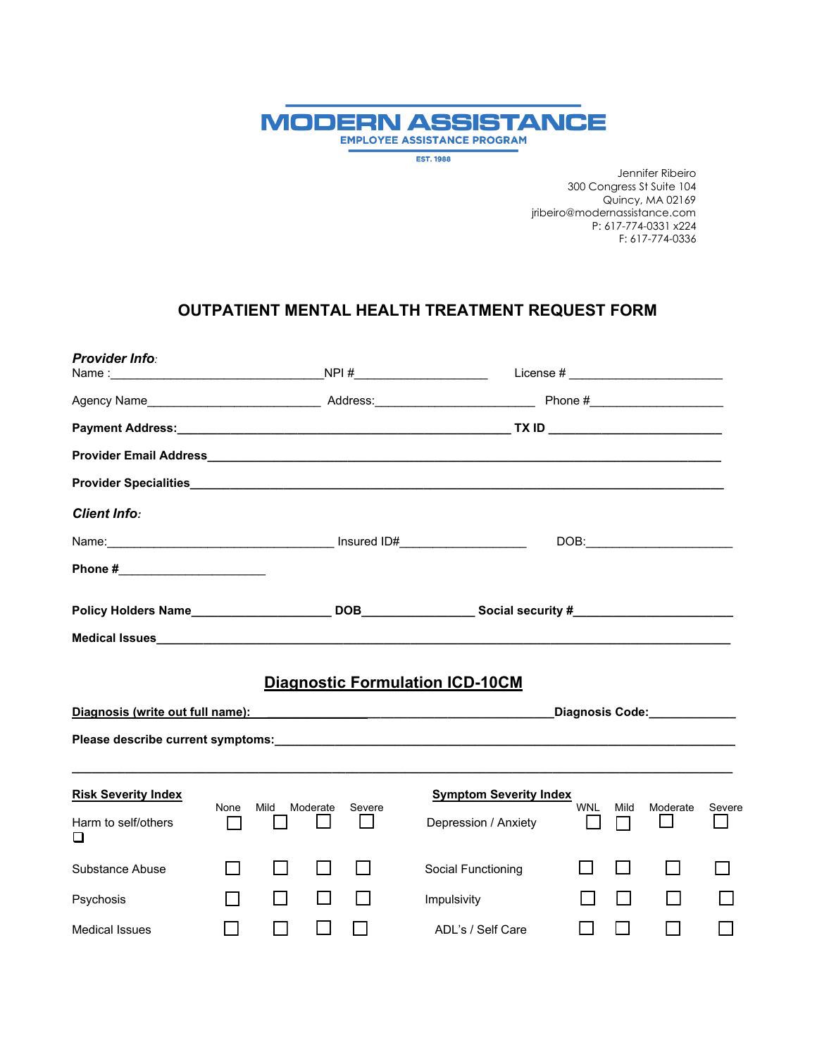# MODERN ASSISTANCE

EMPLOYEE ASSISTANCE PROGRAM

EST. 1988

Jennifer Ribeiro
300 Congress St Suite 104
Quincy, MA 02169
jribeiro@modernassistance.com
P: 617-774-0331 x224
F: 617-774-0336

## OUTPATIENT MENTAL HEALTH TREATMENT REQUEST FORM

***Provider Info:***

Name :\_\_\_\_\_\_\_\_\_\_\_\_\_\_\_\_\_\_\_\_\_\_\_\_\_\_\_\_\_\_\_\_NPI #\_\_\_\_\_\_\_\_\_\_\_\_\_\_\_\_\_\_\_ License # \_\_\_\_\_\_\_\_\_\_\_\_\_\_\_\_\_\_\_\_\_\_

Agency Name\_\_\_\_\_\_\_\_\_\_\_\_\_\_\_\_\_\_\_\_\_\_\_\_\_ Address:\_\_\_\_\_\_\_\_\_\_\_\_\_\_\_\_\_\_\_\_\_\_\_ Phone #\_\_\_\_\_\_\_\_\_\_\_\_\_\_\_\_\_\_\_\_

**Payment Address:**\_\_\_\_\_\_\_\_\_\_\_\_\_\_\_\_\_\_\_\_\_\_\_\_\_\_\_\_\_\_\_\_\_\_\_\_\_\_\_\_\_\_\_\_\_\_\_\_\_ **TX ID** \_\_\_\_\_\_\_\_\_\_\_\_\_\_\_\_\_\_\_\_\_\_\_\_\_

**Provider Email Address**\_\_\_\_\_\_\_\_\_\_\_\_\_\_\_\_\_\_\_\_\_\_\_\_\_\_\_\_\_\_\_\_\_\_\_\_\_\_\_\_\_\_\_\_\_\_\_\_\_\_\_\_\_\_\_\_\_\_\_\_\_\_\_\_\_\_\_\_\_\_\_\_\_\_\_

**Provider Specialities**\_\_\_\_\_\_\_\_\_\_\_\_\_\_\_\_\_\_\_\_\_\_\_\_\_\_\_\_\_\_\_\_\_\_\_\_\_\_\_\_\_\_\_\_\_\_\_\_\_\_\_\_\_\_\_\_\_\_\_\_\_\_\_\_\_\_\_\_\_\_\_\_\_\_\_\_\_

***Client Info:***

Name:\_\_\_\_\_\_\_\_\_\_\_\_\_\_\_\_\_\_\_\_\_\_\_\_\_\_\_\_\_\_\_\_\_\_\_ Insured ID#\_\_\_\_\_\_\_\_\_\_\_\_\_\_\_\_\_\_\_ DOB:\_\_\_\_\_\_\_\_\_\_\_\_\_\_\_\_\_\_\_\_\_\_

**Phone #**\_\_\_\_\_\_\_\_\_\_\_\_\_\_\_\_\_\_\_\_\_\_

**Policy Holders Name**\_\_\_\_\_\_\_\_\_\_\_\_\_\_\_\_\_\_\_\_\_ **DOB**\_\_\_\_\_\_\_\_\_\_\_\_\_\_\_\_\_ **Social security #**\_\_\_\_\_\_\_\_\_\_\_\_\_\_\_\_\_\_\_\_\_\_\_\_

**Medical Issues**\_\_\_\_\_\_\_\_\_\_\_\_\_\_\_\_\_\_\_\_\_\_\_\_\_\_\_\_\_\_\_\_\_\_\_\_\_\_\_\_\_\_\_\_\_\_\_\_\_\_\_\_\_\_\_\_\_\_\_\_\_\_\_\_\_\_\_\_\_\_\_\_\_\_\_\_\_\_\_\_\_\_\_\_\_

## Diagnostic Formulation ICD-10CM

**Diagnosis (write out full name):** \_\_\_\_\_\_\_\_\_\_\_\_\_\_\_\_\_\_\_\_\_\_\_\_\_\_\_\_\_\_\_\_\_\_\_\_\_\_\_\_\_\_\_\_\_\_**Diagnosis Code:**\_\_\_\_\_\_\_\_\_\_\_\_\_

**Please describe current symptoms:**\_\_\_\_\_\_\_\_\_\_\_\_\_\_\_\_\_\_\_\_\_\_\_\_\_\_\_\_\_\_\_\_\_\_\_\_\_\_\_\_\_\_\_\_\_\_\_\_\_\_\_\_\_\_\_\_\_\_\_\_\_\_\_\_\_\_\_\_

\_\_\_\_\_\_\_\_\_\_\_\_\_\_\_\_\_\_\_\_\_\_\_\_\_\_\_\_\_\_\_\_\_\_\_\_\_\_\_\_\_\_\_\_\_\_\_\_\_\_\_\_\_\_\_\_\_\_\_\_\_\_\_\_\_\_\_\_\_\_\_\_\_\_\_\_\_\_\_\_\_\_\_\_\_\_\_\_\_\_\_\_\_\_\_

| **Risk Severity Index** | None | Mild | Moderate | Severe | **Symptom Severity Index** | WNL | Mild | Moderate | Severe |
|---|---|---|---|---|---|---|---|---|---|
| Harm to self/others ☐ | ☐ | ☐ | ☐ | ☐ | Depression / Anxiety | ☐ | ☐ | ☐ | ☐ |
| Substance Abuse | ☐ | ☐ | ☐ | ☐ | Social Functioning | ☐ | ☐ | ☐ | ☐ |
| Psychosis | ☐ | ☐ | ☐ | ☐ | Impulsivity | ☐ | ☐ | ☐ | ☐ |
| Medical Issues | ☐ | ☐ | ☐ | ☐ | ADL's / Self Care | ☐ | ☐ | ☐ | ☐ |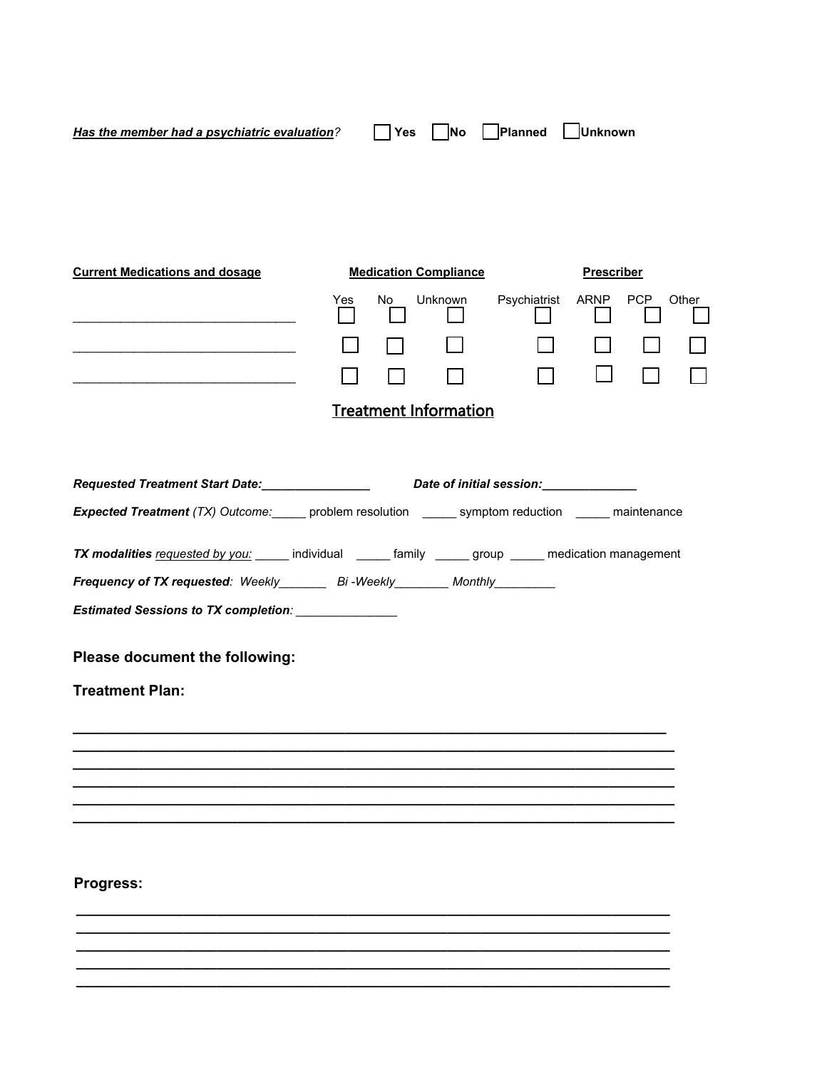***Has the member had a psychiatric evaluation***? ☐ **Yes** ☐ **No** ☐ **Planned** ☐ **Unknown**

| **Current Medications and dosage** | **Medication Compliance** | | | **Prescriber** | | | |
|---|---|---|---|---|---|---|---|
| | Yes | No | Unknown | Psychiatrist | ARNP | PCP | Other |
| ____________________________ | ☐ | ☐ | ☐ | ☐ | ☐ | ☐ | ☐ |
| ____________________________ | ☐ | ☐ | ☐ | ☐ | ☐ | ☐ | ☐ |
| ____________________________ | ☐ | ☐ | ☐ | ☐ | ☐ | ☐ | ☐ |

## Treatment Information

***Requested Treatment Start Date:________________*** ***Date of initial session:______________***

***Expected Treatment** (TX) Outcome:*_____ problem resolution _____ symptom reduction _____ maintenance

***TX modalities** requested by you:* _____ individual _____ family _____ group _____ medication management

***Frequency of TX requested**: Weekly_______ Bi -Weekly________ Monthly_________*

***Estimated Sessions to TX completion**:* _______________

**Please document the following:**

**Treatment Plan:**

______________________________________________________________________
______________________________________________________________________
______________________________________________________________________
______________________________________________________________________
______________________________________________________________________
______________________________________________________________________

**Progress:**

______________________________________________________________________
______________________________________________________________________
______________________________________________________________________
______________________________________________________________________
______________________________________________________________________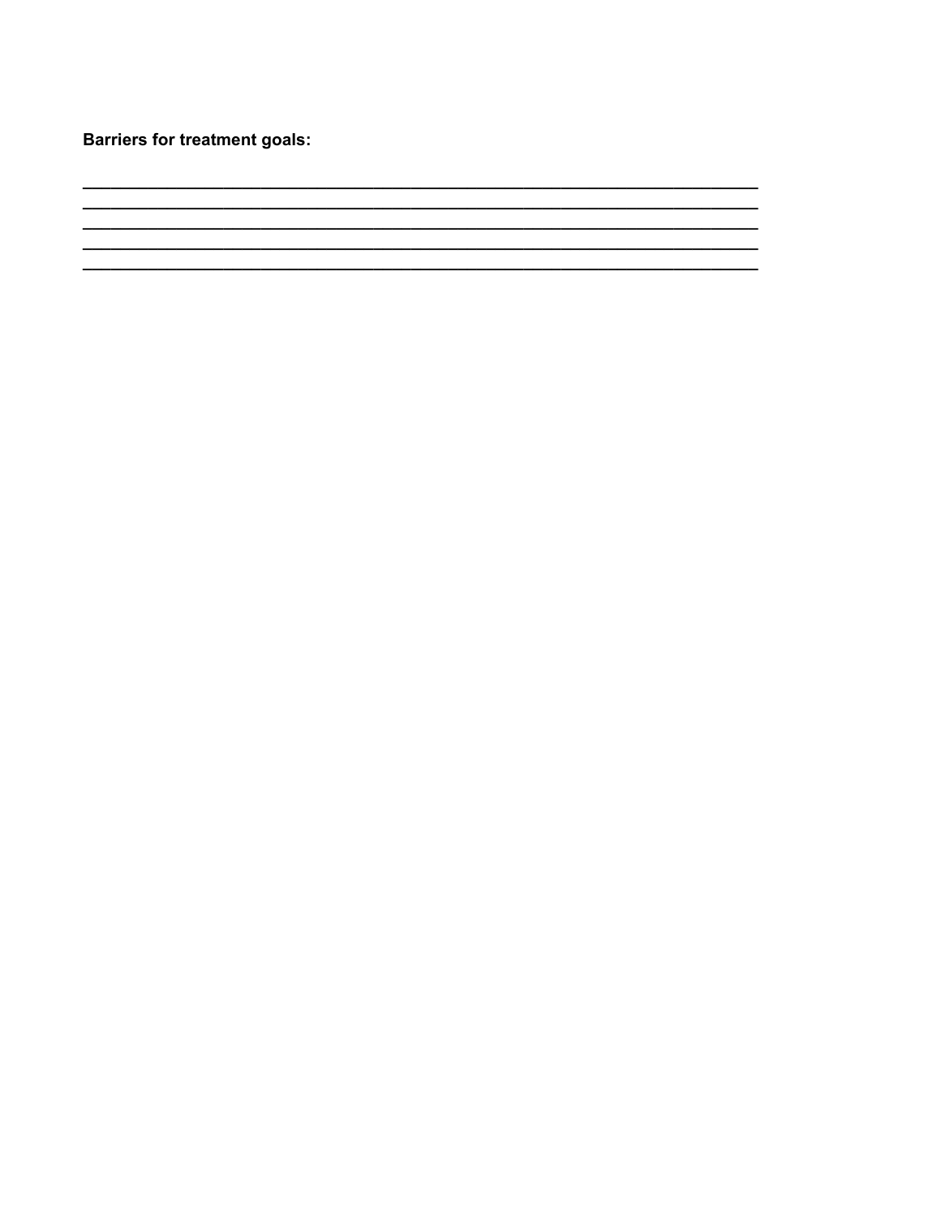**Barriers for treatment goals:**

\_\_\_\_\_\_\_\_\_\_\_\_\_\_\_\_\_\_\_\_\_\_\_\_\_\_\_\_\_\_\_\_\_\_\_\_\_\_\_\_\_\_\_\_\_\_\_\_\_\_\_\_\_\_\_\_\_\_\_\_\_\_\_\_\_\_\_\_\_\_
\_\_\_\_\_\_\_\_\_\_\_\_\_\_\_\_\_\_\_\_\_\_\_\_\_\_\_\_\_\_\_\_\_\_\_\_\_\_\_\_\_\_\_\_\_\_\_\_\_\_\_\_\_\_\_\_\_\_\_\_\_\_\_\_\_\_\_\_\_\_
\_\_\_\_\_\_\_\_\_\_\_\_\_\_\_\_\_\_\_\_\_\_\_\_\_\_\_\_\_\_\_\_\_\_\_\_\_\_\_\_\_\_\_\_\_\_\_\_\_\_\_\_\_\_\_\_\_\_\_\_\_\_\_\_\_\_\_\_\_\_
\_\_\_\_\_\_\_\_\_\_\_\_\_\_\_\_\_\_\_\_\_\_\_\_\_\_\_\_\_\_\_\_\_\_\_\_\_\_\_\_\_\_\_\_\_\_\_\_\_\_\_\_\_\_\_\_\_\_\_\_\_\_\_\_\_\_\_\_\_\_
\_\_\_\_\_\_\_\_\_\_\_\_\_\_\_\_\_\_\_\_\_\_\_\_\_\_\_\_\_\_\_\_\_\_\_\_\_\_\_\_\_\_\_\_\_\_\_\_\_\_\_\_\_\_\_\_\_\_\_\_\_\_\_\_\_\_\_\_\_\_